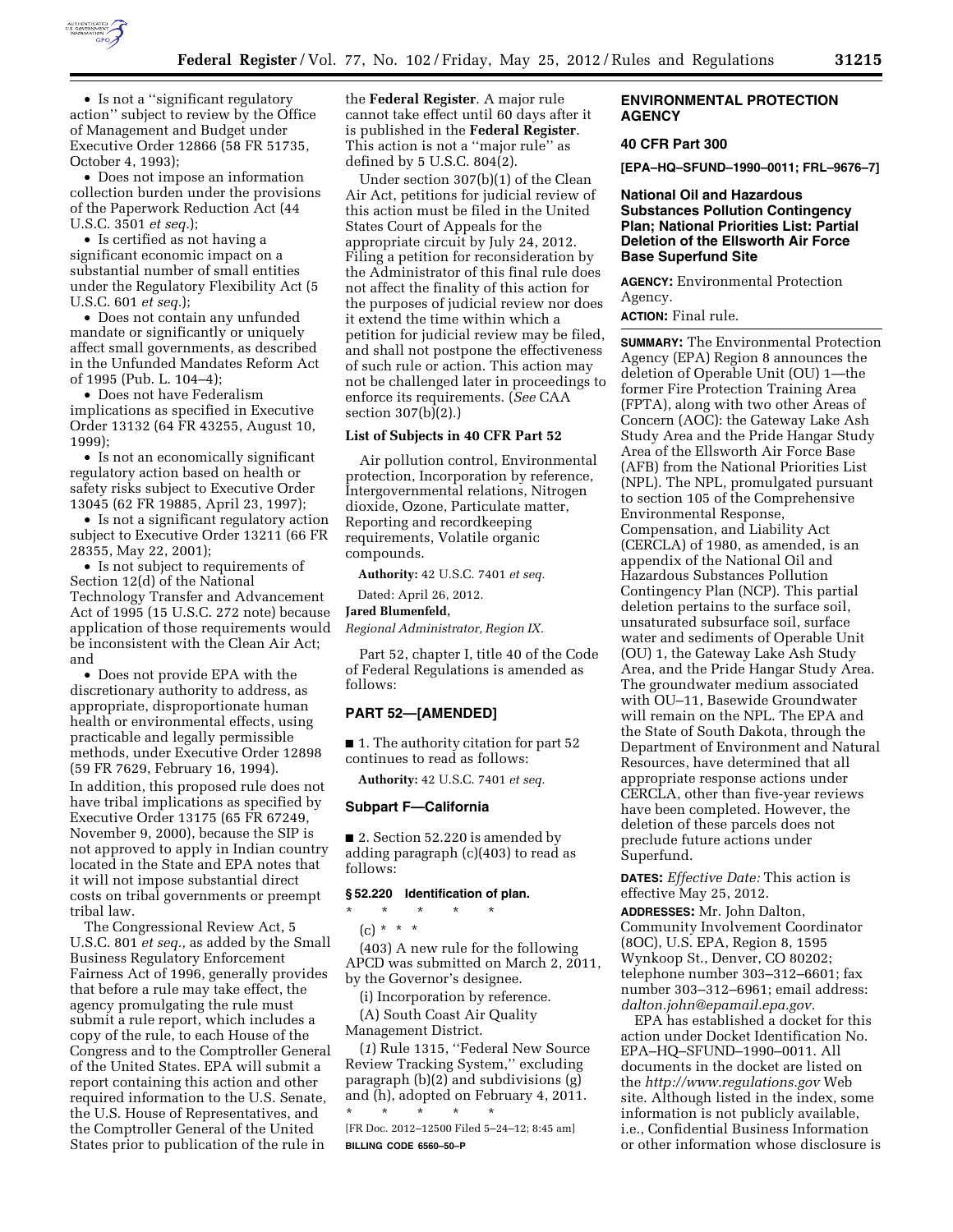- Is not a ''significant regulatory action'' subject to review by the Office of Management and Budget under Executive Order 12866 (58 FR 51735, October 4, 1993);
- Does not impose an information collection burden under the provisions of the Paperwork Reduction Act (44 U.S.C. 3501 *et seq.*);
- Is certified as not having a significant economic impact on a substantial number of small entities under the Regulatory Flexibility Act (5 U.S.C. 601 *et seq.*);
- Does not contain any unfunded mandate or significantly or uniquely affect small governments, as described in the Unfunded Mandates Reform Act of 1995 (Pub. L. 104–4);
- Does not have Federalism implications as specified in Executive Order 13132 (64 FR 43255, August 10, 1999);
- Is not an economically significant regulatory action based on health or safety risks subject to Executive Order 13045 (62 FR 19885, April 23, 1997);
- Is not a significant regulatory action subject to Executive Order 13211 (66 FR 28355, May 22, 2001);
- Is not subject to requirements of Section 12(d) of the National Technology Transfer and Advancement Act of 1995 (15 U.S.C. 272 note) because application of those requirements would be inconsistent with the Clean Air Act; and
- Does not provide EPA with the discretionary authority to address, as appropriate, disproportionate human health or environmental effects, using practicable and legally permissible methods, under Executive Order 12898 (59 FR 7629, February 16, 1994).

In addition, this proposed rule does not have tribal implications as specified by Executive Order 13175 (65 FR 67249, November 9, 2000), because the SIP is not approved to apply in Indian country located in the State and EPA notes that it will not impose substantial direct costs on tribal governments or preempt tribal law.

The Congressional Review Act, 5 U.S.C. 801 *et seq.,* as added by the Small Business Regulatory Enforcement Fairness Act of 1996, generally provides that before a rule may take effect, the agency promulgating the rule must submit a rule report, which includes a copy of the rule, to each House of the Congress and to the Comptroller General of the United States. EPA will submit a report containing this action and other required information to the U.S. Senate, the U.S. House of Representatives, and the Comptroller General of the United States prior to publication of the rule in the **Federal Register**. A major rule cannot take effect until 60 days after it is published in the **Federal Register**. This action is not a ''major rule'' as defined by 5 U.S.C. 804(2).

Under section 307(b)(1) of the Clean Air Act, petitions for judicial review of this action must be filed in the United States Court of Appeals for the appropriate circuit by July 24, 2012. Filing a petition for reconsideration by the Administrator of this final rule does not affect the finality of this action for the purposes of judicial review nor does it extend the time within which a petition for judicial review may be filed, and shall not postpone the effectiveness of such rule or action. This action may not be challenged later in proceedings to enforce its requirements. (*See* CAA section 307(b)(2).)

### List of Subjects in 40 CFR Part 52

Air pollution control, Environmental protection, Incorporation by reference, Intergovernmental relations, Nitrogen dioxide, Ozone, Particulate matter, Reporting and recordkeeping requirements, Volatile organic compounds.

**Authority:** 42 U.S.C. 7401 *et seq.*

Dated: April 26, 2012.

**Jared Blumenfeld,**

*Regional Administrator, Region IX.*

Part 52, chapter I, title 40 of the Code of Federal Regulations is amended as follows:

## PART 52—[AMENDED]

■ 1. The authority citation for part 52 continues to read as follows:

**Authority:** 42 U.S.C. 7401 *et seq.*

### Subpart F—California

■ 2. Section 52.220 is amended by adding paragraph (c)(403) to read as follows:

#### § 52.220 Identification of plan.

\* \* \* \* \*

(c) \* \* \*

(403) A new rule for the following APCD was submitted on March 2, 2011, by the Governor's designee.

(i) Incorporation by reference.

(A) South Coast Air Quality Management District.

(*1*) Rule 1315, ''Federal New Source Review Tracking System,'' excluding paragraph (b)(2) and subdivisions (g) and (h), adopted on February 4, 2011.

\* \* \* \* \*

[FR Doc. 2012–12500 Filed 5–24–12; 8:45 am]

**BILLING CODE 6560–50–P**

## ENVIRONMENTAL PROTECTION AGENCY

### 40 CFR Part 300

**[EPA–HQ–SFUND–1990–0011; FRL–9676–7]**

### National Oil and Hazardous Substances Pollution Contingency Plan; National Priorities List: Partial Deletion of the Ellsworth Air Force Base Superfund Site

**AGENCY:** Environmental Protection Agency.

**ACTION:** Final rule.

**SUMMARY:** The Environmental Protection Agency (EPA) Region 8 announces the deletion of Operable Unit (OU) 1—the former Fire Protection Training Area (FPTA), along with two other Areas of Concern (AOC): the Gateway Lake Ash Study Area and the Pride Hangar Study Area of the Ellsworth Air Force Base (AFB) from the National Priorities List (NPL). The NPL, promulgated pursuant to section 105 of the Comprehensive Environmental Response, Compensation, and Liability Act (CERCLA) of 1980, as amended, is an appendix of the National Oil and Hazardous Substances Pollution Contingency Plan (NCP). This partial deletion pertains to the surface soil, unsaturated subsurface soil, surface water and sediments of Operable Unit (OU) 1, the Gateway Lake Ash Study Area, and the Pride Hangar Study Area. The groundwater medium associated with OU–11, Basewide Groundwater will remain on the NPL. The EPA and the State of South Dakota, through the Department of Environment and Natural Resources, have determined that all appropriate response actions under CERCLA, other than five-year reviews have been completed. However, the deletion of these parcels does not preclude future actions under Superfund.

**DATES:** *Effective Date:* This action is effective May 25, 2012.

**ADDRESSES:** Mr. John Dalton, Community Involvement Coordinator (8OC), U.S. EPA, Region 8, 1595 Wynkoop St., Denver, CO 80202; telephone number 303–312–6601; fax number 303–312–6961; email address: *dalton.john@epamail.epa.gov.*

EPA has established a docket for this action under Docket Identification No. EPA–HQ–SFUND–1990–0011. All documents in the docket are listed on the *http://www.regulations.gov* Web site. Although listed in the index, some information is not publicly available, i.e., Confidential Business Information or other information whose disclosure is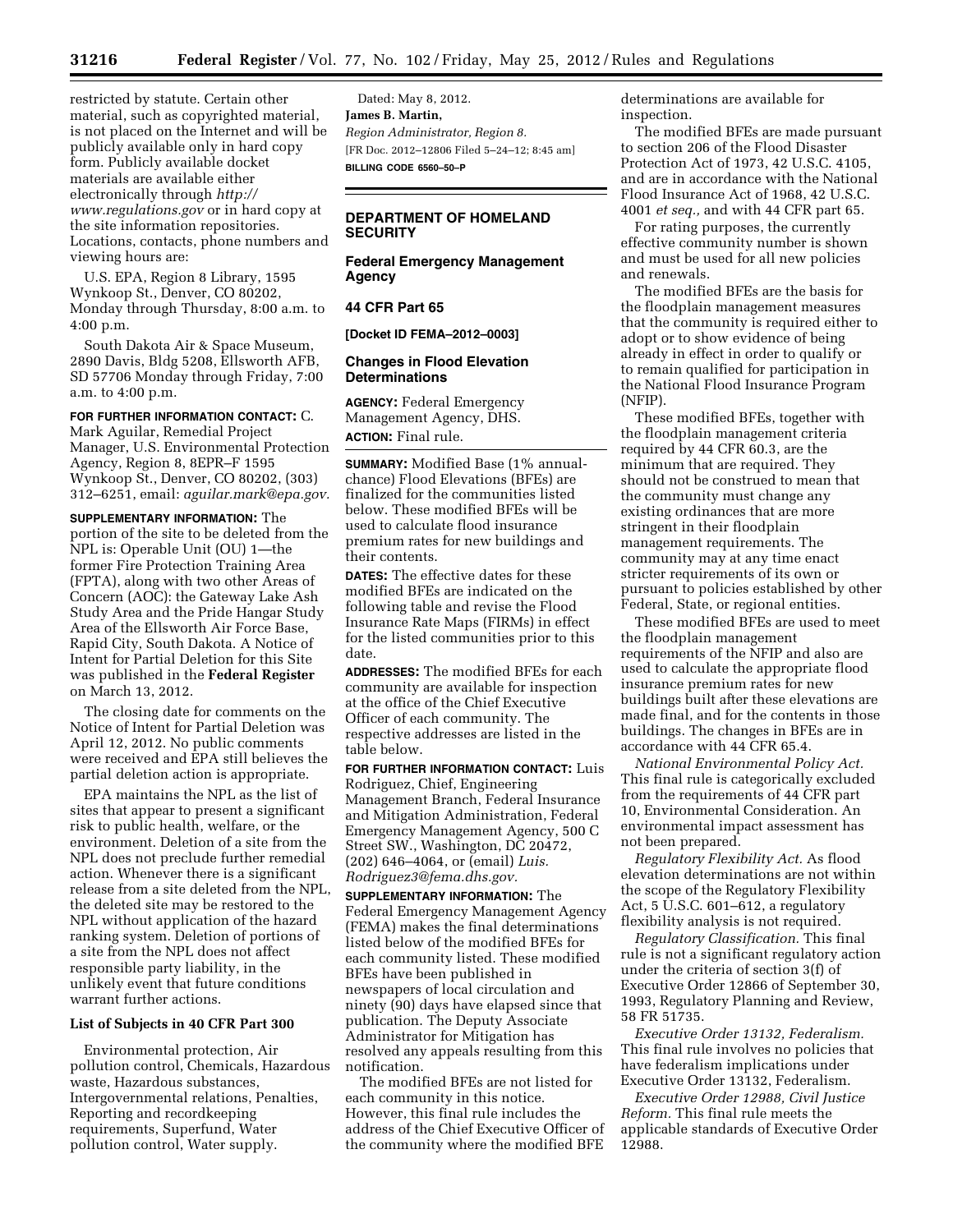restricted by statute. Certain other material, such as copyrighted material, is not placed on the Internet and will be publicly available only in hard copy form. Publicly available docket materials are available either electronically through *http://www.regulations.gov* or in hard copy at the site information repositories. Locations, contacts, phone numbers and viewing hours are:

U.S. EPA, Region 8 Library, 1595 Wynkoop St., Denver, CO 80202, Monday through Thursday, 8:00 a.m. to 4:00 p.m.

South Dakota Air & Space Museum, 2890 Davis, Bldg 5208, Ellsworth AFB, SD 57706 Monday through Friday, 7:00 a.m. to 4:00 p.m.

**FOR FURTHER INFORMATION CONTACT:** C. Mark Aguilar, Remedial Project Manager, U.S. Environmental Protection Agency, Region 8, 8EPR–F 1595 Wynkoop St., Denver, CO 80202, (303) 312–6251, email: *aguilar.mark@epa.gov.*

**SUPPLEMENTARY INFORMATION:** The portion of the site to be deleted from the NPL is: Operable Unit (OU) 1—the former Fire Protection Training Area (FPTA), along with two other Areas of Concern (AOC): the Gateway Lake Ash Study Area and the Pride Hangar Study Area of the Ellsworth Air Force Base, Rapid City, South Dakota. A Notice of Intent for Partial Deletion for this Site was published in the **Federal Register** on March 13, 2012.

The closing date for comments on the Notice of Intent for Partial Deletion was April 12, 2012. No public comments were received and EPA still believes the partial deletion action is appropriate.

EPA maintains the NPL as the list of sites that appear to present a significant risk to public health, welfare, or the environment. Deletion of a site from the NPL does not preclude further remedial action. Whenever there is a significant release from a site deleted from the NPL, the deleted site may be restored to the NPL without application of the hazard ranking system. Deletion of portions of a site from the NPL does not affect responsible party liability, in the unlikely event that future conditions warrant further actions.

### List of Subjects in 40 CFR Part 300

Environmental protection, Air pollution control, Chemicals, Hazardous waste, Hazardous substances, Intergovernmental relations, Penalties, Reporting and recordkeeping requirements, Superfund, Water pollution control, Water supply.

Dated: May 8, 2012.

**James B. Martin,**

*Region Administrator, Region 8.*

[FR Doc. 2012–12806 Filed 5–24–12; 8:45 am]

**BILLING CODE 6560–50–P**

## DEPARTMENT OF HOMELAND SECURITY

## Federal Emergency Management Agency

## 44 CFR Part 65

**[Docket ID FEMA–2012–0003]**

## Changes in Flood Elevation Determinations

**AGENCY:** Federal Emergency Management Agency, DHS.

**ACTION:** Final rule.

**SUMMARY:** Modified Base (1% annual-chance) Flood Elevations (BFEs) are finalized for the communities listed below. These modified BFEs will be used to calculate flood insurance premium rates for new buildings and their contents.

**DATES:** The effective dates for these modified BFEs are indicated on the following table and revise the Flood Insurance Rate Maps (FIRMs) in effect for the listed communities prior to this date.

**ADDRESSES:** The modified BFEs for each community are available for inspection at the office of the Chief Executive Officer of each community. The respective addresses are listed in the table below.

**FOR FURTHER INFORMATION CONTACT:** Luis Rodriguez, Chief, Engineering Management Branch, Federal Insurance and Mitigation Administration, Federal Emergency Management Agency, 500 C Street SW., Washington, DC 20472, (202) 646–4064, or (email) *Luis.Rodriguez3@fema.dhs.gov.*

**SUPPLEMENTARY INFORMATION:** The Federal Emergency Management Agency (FEMA) makes the final determinations listed below of the modified BFEs for each community listed. These modified BFEs have been published in newspapers of local circulation and ninety (90) days have elapsed since that publication. The Deputy Associate Administrator for Mitigation has resolved any appeals resulting from this notification.

The modified BFEs are not listed for each community in this notice. However, this final rule includes the address of the Chief Executive Officer of the community where the modified BFE determinations are available for inspection.

The modified BFEs are made pursuant to section 206 of the Flood Disaster Protection Act of 1973, 42 U.S.C. 4105, and are in accordance with the National Flood Insurance Act of 1968, 42 U.S.C. 4001 *et seq.,* and with 44 CFR part 65.

For rating purposes, the currently effective community number is shown and must be used for all new policies and renewals.

The modified BFEs are the basis for the floodplain management measures that the community is required either to adopt or to show evidence of being already in effect in order to qualify or to remain qualified for participation in the National Flood Insurance Program (NFIP).

These modified BFEs, together with the floodplain management criteria required by 44 CFR 60.3, are the minimum that are required. They should not be construed to mean that the community must change any existing ordinances that are more stringent in their floodplain management requirements. The community may at any time enact stricter requirements of its own or pursuant to policies established by other Federal, State, or regional entities.

These modified BFEs are used to meet the floodplain management requirements of the NFIP and also are used to calculate the appropriate flood insurance premium rates for new buildings built after these elevations are made final, and for the contents in those buildings. The changes in BFEs are in accordance with 44 CFR 65.4.

*National Environmental Policy Act.* This final rule is categorically excluded from the requirements of 44 CFR part 10, Environmental Consideration. An environmental impact assessment has not been prepared.

*Regulatory Flexibility Act.* As flood elevation determinations are not within the scope of the Regulatory Flexibility Act, 5 U.S.C. 601–612, a regulatory flexibility analysis is not required.

*Regulatory Classification.* This final rule is not a significant regulatory action under the criteria of section 3(f) of Executive Order 12866 of September 30, 1993, Regulatory Planning and Review, 58 FR 51735.

*Executive Order 13132, Federalism.* This final rule involves no policies that have federalism implications under Executive Order 13132, Federalism.

*Executive Order 12988, Civil Justice Reform.* This final rule meets the applicable standards of Executive Order 12988.